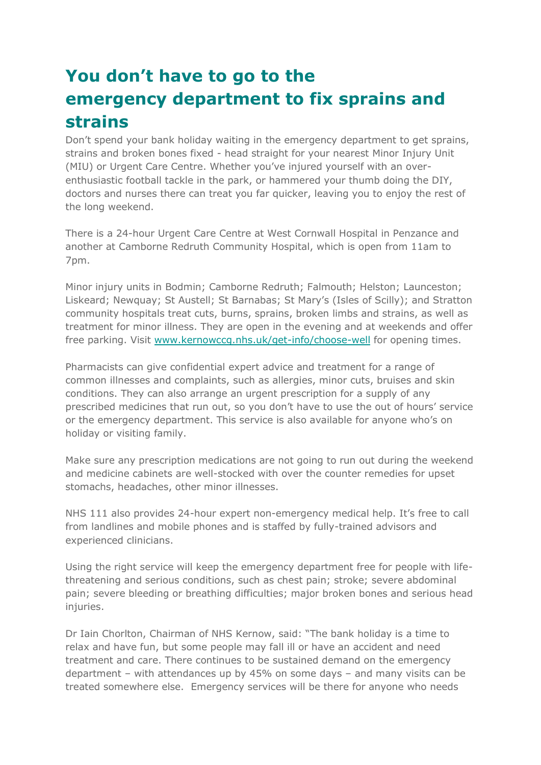# You don't have to go to the emergency department to fix sprains and strains

Don't spend your bank holiday waiting in the emergency department to get sprains, strains and broken bones fixed - head straight for your nearest Minor Injury Unit (MIU) or Urgent Care Centre. Whether you've injured yourself with an over-enthusiastic football tackle in the park, or hammered your thumb doing the DIY, doctors and nurses there can treat you far quicker, leaving you to enjoy the rest of the long weekend.

There is a 24-hour Urgent Care Centre at West Cornwall Hospital in Penzance and another at Camborne Redruth Community Hospital, which is open from 11am to 7pm.

Minor injury units in Bodmin; Camborne Redruth; Falmouth; Helston; Launceston; Liskeard; Newquay; St Austell; St Barnabas; St Mary's (Isles of Scilly); and Stratton community hospitals treat cuts, burns, sprains, broken limbs and strains, as well as treatment for minor illness. They are open in the evening and at weekends and offer free parking. Visit [www.kernowccg.nhs.uk/get-info/choose-well](www.kernowccg.nhs.uk/get-info/choose-well) for opening times.

Pharmacists can give confidential expert advice and treatment for a range of common illnesses and complaints, such as allergies, minor cuts, bruises and skin conditions. They can also arrange an urgent prescription for a supply of any prescribed medicines that run out, so you don't have to use the out of hours' service or the emergency department. This service is also available for anyone who's on holiday or visiting family.

Make sure any prescription medications are not going to run out during the weekend and medicine cabinets are well-stocked with over the counter remedies for upset stomachs, headaches, other minor illnesses.

NHS 111 also provides 24-hour expert non-emergency medical help. It's free to call from landlines and mobile phones and is staffed by fully-trained advisors and experienced clinicians.

Using the right service will keep the emergency department free for people with life-threatening and serious conditions, such as chest pain; stroke; severe abdominal pain; severe bleeding or breathing difficulties; major broken bones and serious head injuries.

Dr Iain Chorlton, Chairman of NHS Kernow, said: "The bank holiday is a time to relax and have fun, but some people may fall ill or have an accident and need treatment and care. There continues to be sustained demand on the emergency department – with attendances up by 45% on some days – and many visits can be treated somewhere else. Emergency services will be there for anyone who needs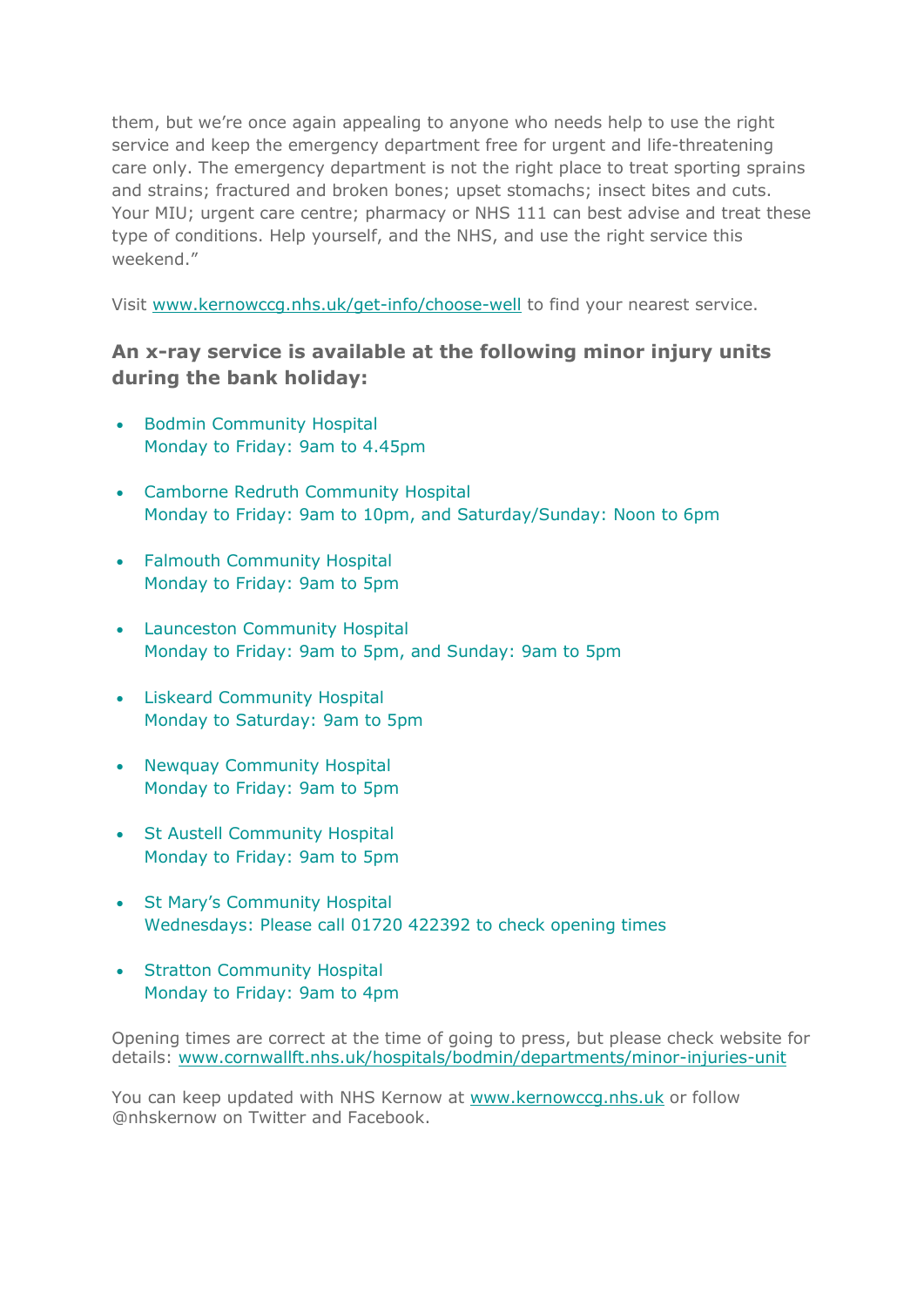them, but we're once again appealing to anyone who needs help to use the right service and keep the emergency department free for urgent and life-threatening care only. The emergency department is not the right place to treat sporting sprains and strains; fractured and broken bones; upset stomachs; insect bites and cuts. Your MIU; urgent care centre; pharmacy or NHS 111 can best advise and treat these type of conditions. Help yourself, and the NHS, and use the right service this weekend."

Visit [www.kernowccg.nhs.uk/get-info/choose-well](http://www.kernowccg.nhs.uk/get-info/choose-well) to find your nearest service.

### An x-ray service is available at the following minor injury units during the bank holiday:

- Bodmin Community Hospital
  Monday to Friday: 9am to 4.45pm
- Camborne Redruth Community Hospital
  Monday to Friday: 9am to 10pm, and Saturday/Sunday: Noon to 6pm
- Falmouth Community Hospital
  Monday to Friday: 9am to 5pm
- Launceston Community Hospital
  Monday to Friday: 9am to 5pm, and Sunday: 9am to 5pm
- Liskeard Community Hospital
  Monday to Saturday: 9am to 5pm
- Newquay Community Hospital
  Monday to Friday: 9am to 5pm
- St Austell Community Hospital
  Monday to Friday: 9am to 5pm
- St Mary's Community Hospital
  Wednesdays: Please call 01720 422392 to check opening times
- Stratton Community Hospital
  Monday to Friday: 9am to 4pm

Opening times are correct at the time of going to press, but please check website for details: [www.cornwallft.nhs.uk/hospitals/bodmin/departments/minor-injuries-unit](http://www.cornwallft.nhs.uk/hospitals/bodmin/departments/minor-injuries-unit)

You can keep updated with NHS Kernow at [www.kernowccg.nhs.uk](http://www.kernowccg.nhs.uk) or follow @nhskernow on Twitter and Facebook.